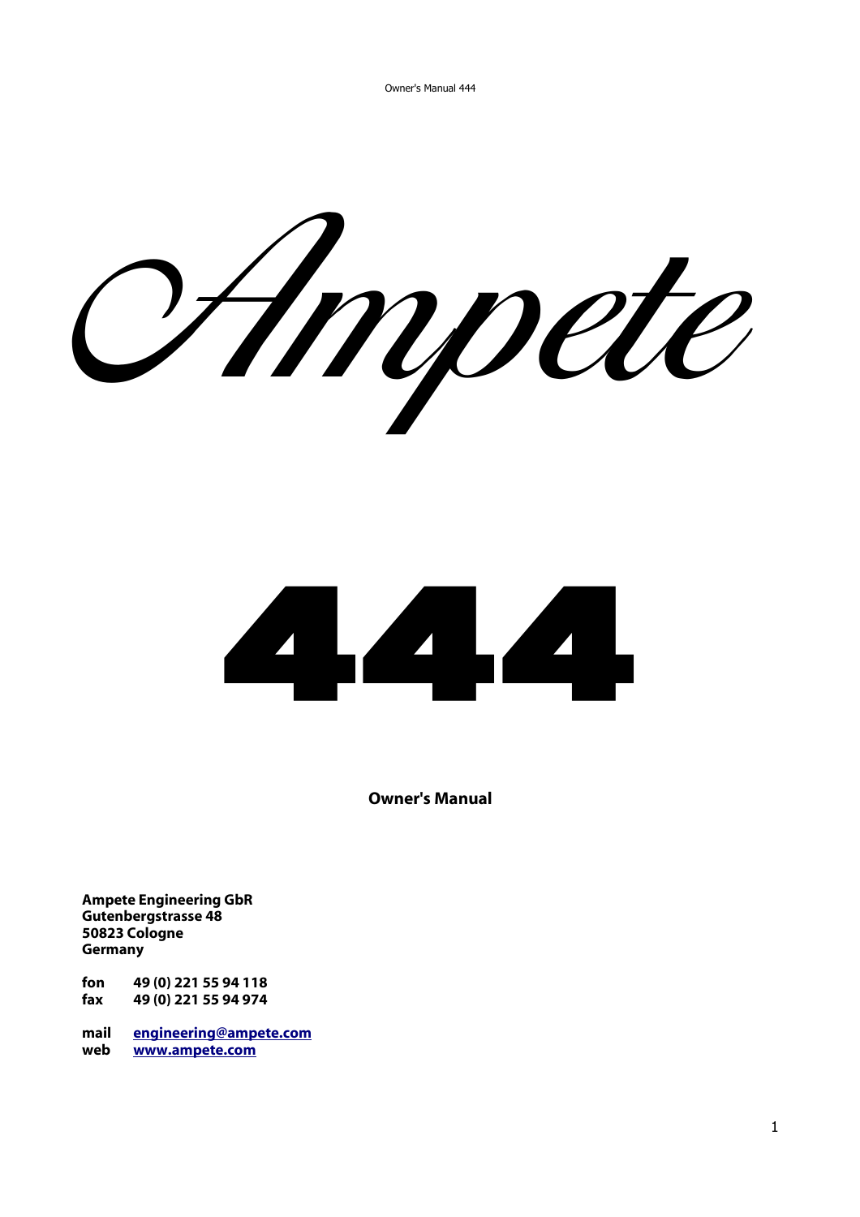# Ampete

# 444

**Owner's Manual**

**Ampete Engineering GbR**
**Gutenbergstrasse 48**
**50823 Cologne**
**Germany**

| | |
|---|---|
| **fon** | **49 (0) 221 55 94 118** |
| **fax** | **49 (0) 221 55 94 974** |

| | |
|---|---|
| **mail** | **engineering@ampete.com** |
| **web** | **www.ampete.com** |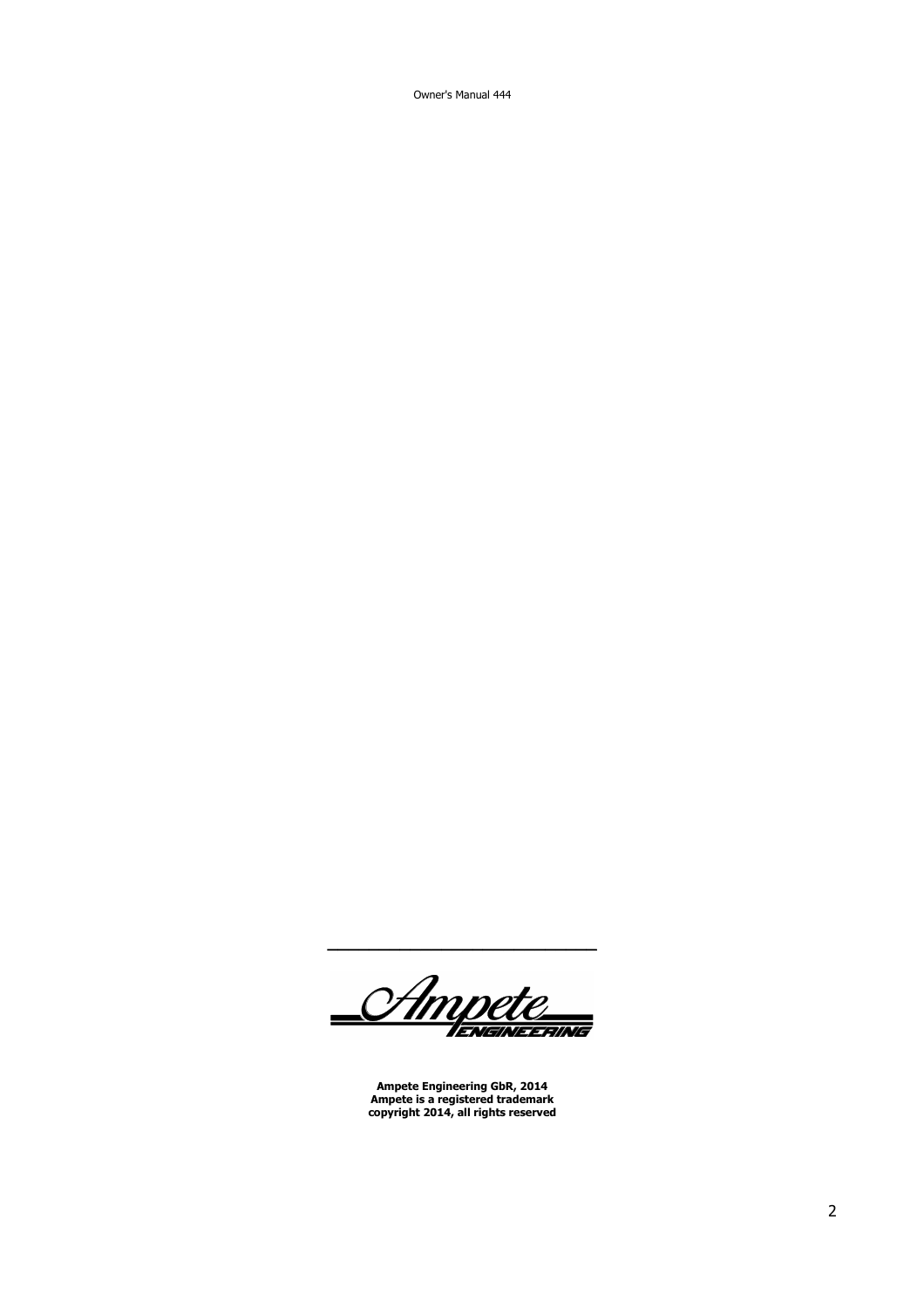**Ampete Engineering GbR, 2014**
**Ampete is a registered trademark**
**copyright 2014, all rights reserved**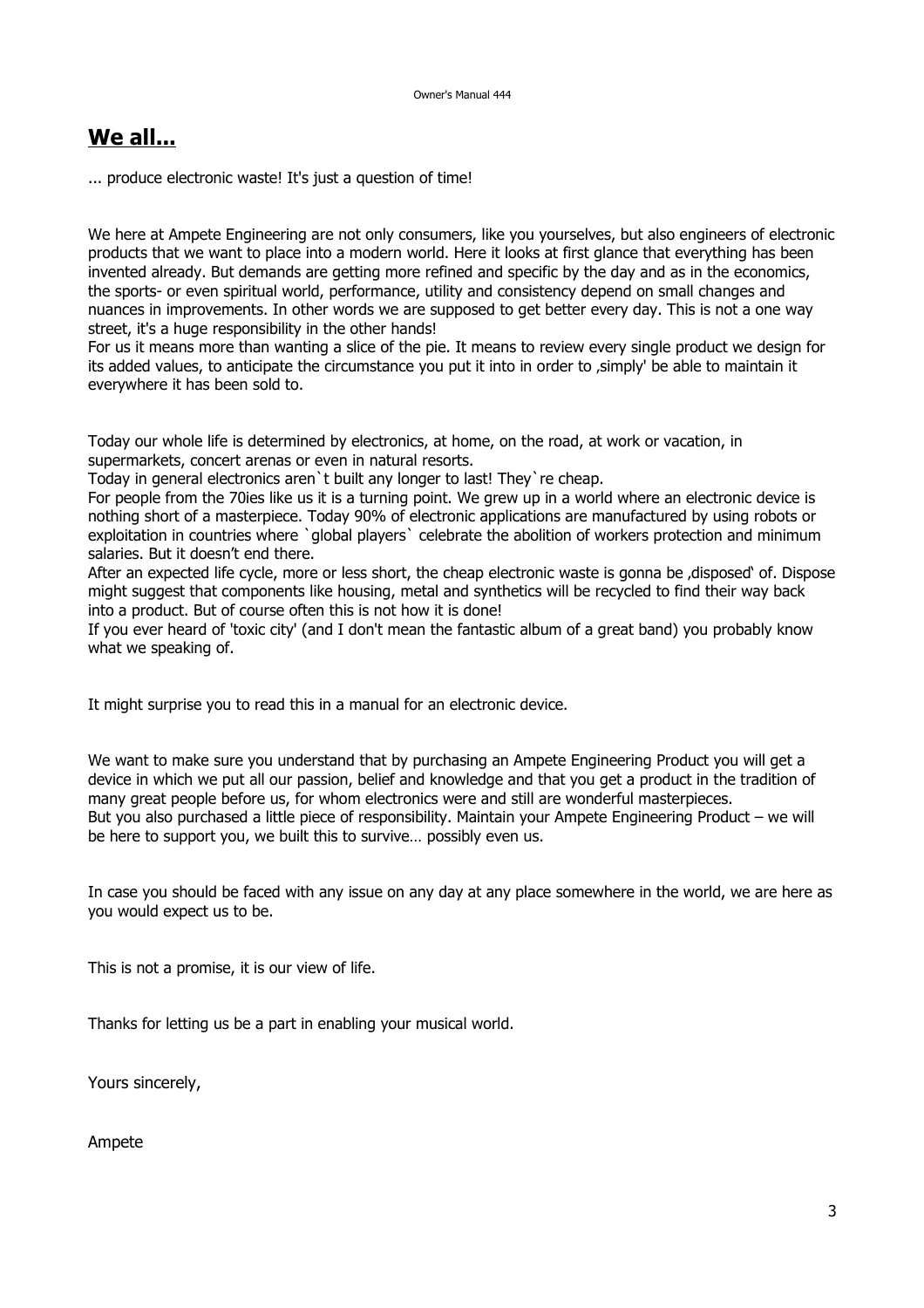## We all...

... produce electronic waste! It's just a question of time!

We here at Ampete Engineering are not only consumers, like you yourselves, but also engineers of electronic products that we want to place into a modern world. Here it looks at first glance that everything has been invented already. But demands are getting more refined and specific by the day and as in the economics, the sports- or even spiritual world, performance, utility and consistency depend on small changes and nuances in improvements. In other words we are supposed to get better every day. This is not a one way street, it's a huge responsibility in the other hands!
For us it means more than wanting a slice of the pie. It means to review every single product we design for its added values, to anticipate the circumstance you put it into in order to ‚simply' be able to maintain it everywhere it has been sold to.

Today our whole life is determined by electronics, at home, on the road, at work or vacation, in supermarkets, concert arenas or even in natural resorts.
Today in general electronics aren`t built any longer to last! They`re cheap.
For people from the 70ies like us it is a turning point. We grew up in a world where an electronic device is nothing short of a masterpiece. Today 90% of electronic applications are manufactured by using robots or exploitation in countries where `global players` celebrate the abolition of workers protection and minimum salaries. But it doesn't end there.
After an expected life cycle, more or less short, the cheap electronic waste is gonna be ‚disposed' of. Dispose might suggest that components like housing, metal and synthetics will be recycled to find their way back into a product. But of course often this is not how it is done!
If you ever heard of 'toxic city' (and I don't mean the fantastic album of a great band) you probably know what we speaking of.

It might surprise you to read this in a manual for an electronic device.

We want to make sure you understand that by purchasing an Ampete Engineering Product you will get a device in which we put all our passion, belief and knowledge and that you get a product in the tradition of many great people before us, for whom electronics were and still are wonderful masterpieces.
But you also purchased a little piece of responsibility. Maintain your Ampete Engineering Product – we will be here to support you, we built this to survive… possibly even us.

In case you should be faced with any issue on any day at any place somewhere in the world, we are here as you would expect us to be.

This is not a promise, it is our view of life.

Thanks for letting us be a part in enabling your musical world.

Yours sincerely,

Ampete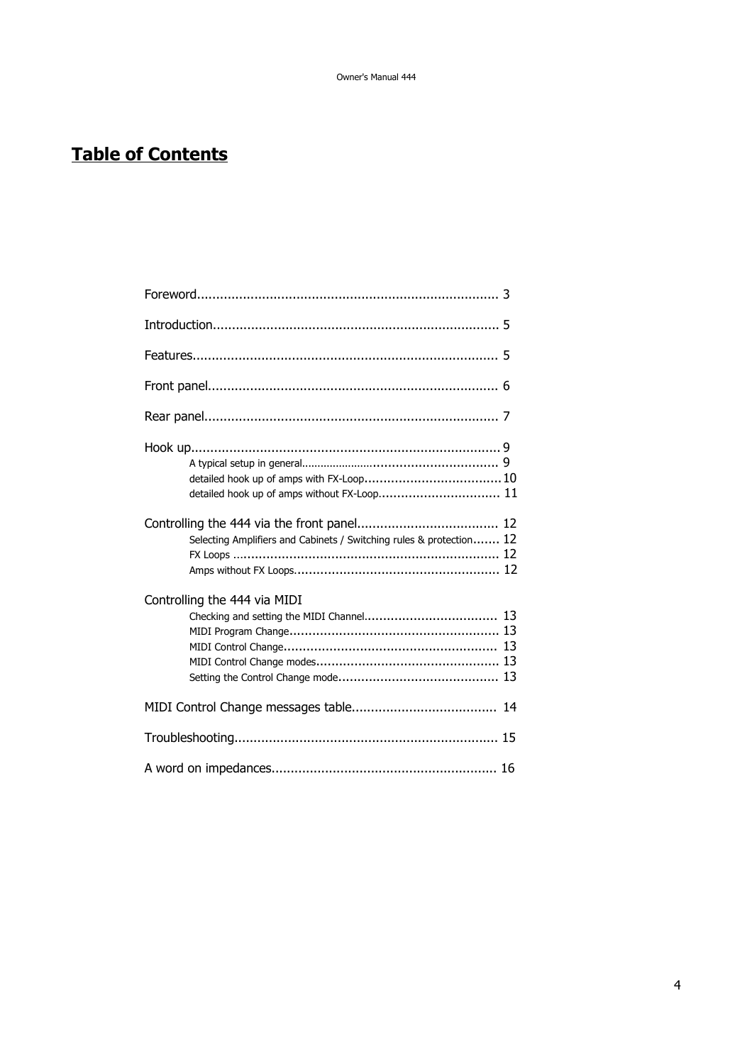# Table of Contents

Foreword.............................................................................. 3

Introduction.......................................................................... 5

Features............................................................................... 5

Front panel........................................................................... 6

Rear panel............................................................................ 7

Hook up................................................................................ 9

- A typical setup in general.................................................... 9
- detailed hook up of amps with FX-Loop.................................... 10
- detailed hook up of amps without FX-Loop................................ 11

Controlling the 444 via the front panel..................................... 12

- Selecting Amplifiers and Cabinets / Switching rules & protection....... 12
- FX Loops ..................................................................... 12
- Amps without FX Loops...................................................... 12

Controlling the 444 via MIDI

- Checking and setting the MIDI Channel.................................. 13
- MIDI Program Change....................................................... 13
- MIDI Control Change........................................................ 13
- MIDI Control Change modes................................................ 13
- Setting the Control Change mode.......................................... 13

MIDI Control Change messages table...................................... 14

Troubleshooting.................................................................... 15

A word on impedances.......................................................... 16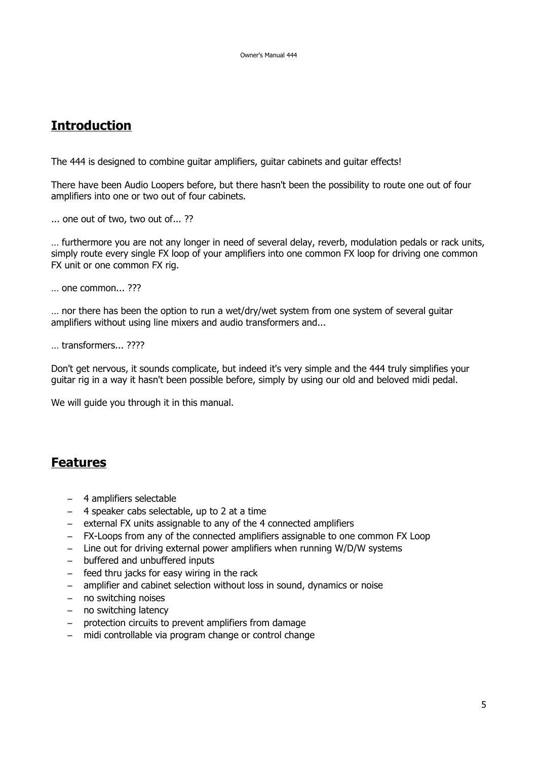## Introduction

The 444 is designed to combine guitar amplifiers, guitar cabinets and guitar effects!

There have been Audio Loopers before, but there hasn't been the possibility to route one out of four amplifiers into one or two out of four cabinets.

... one out of two, two out of... ??

… furthermore you are not any longer in need of several delay, reverb, modulation pedals or rack units, simply route every single FX loop of your amplifiers into one common FX loop for driving one common FX unit or one common FX rig.

… one common... ???

… nor there has been the option to run a wet/dry/wet system from one system of several guitar amplifiers without using line mixers and audio transformers and...

… transformers... ????

Don't get nervous, it sounds complicate, but indeed it's very simple and the 444 truly simplifies your guitar rig in a way it hasn't been possible before, simply by using our old and beloved midi pedal.

We will guide you through it in this manual.

## Features

- 4 amplifiers selectable
- 4 speaker cabs selectable, up to 2 at a time
- external FX units assignable to any of the 4 connected amplifiers
- FX-Loops from any of the connected amplifiers assignable to one common FX Loop
- Line out for driving external power amplifiers when running W/D/W systems
- buffered and unbuffered inputs
- feed thru jacks for easy wiring in the rack
- amplifier and cabinet selection without loss in sound, dynamics or noise
- no switching noises
- no switching latency
- protection circuits to prevent amplifiers from damage
- midi controllable via program change or control change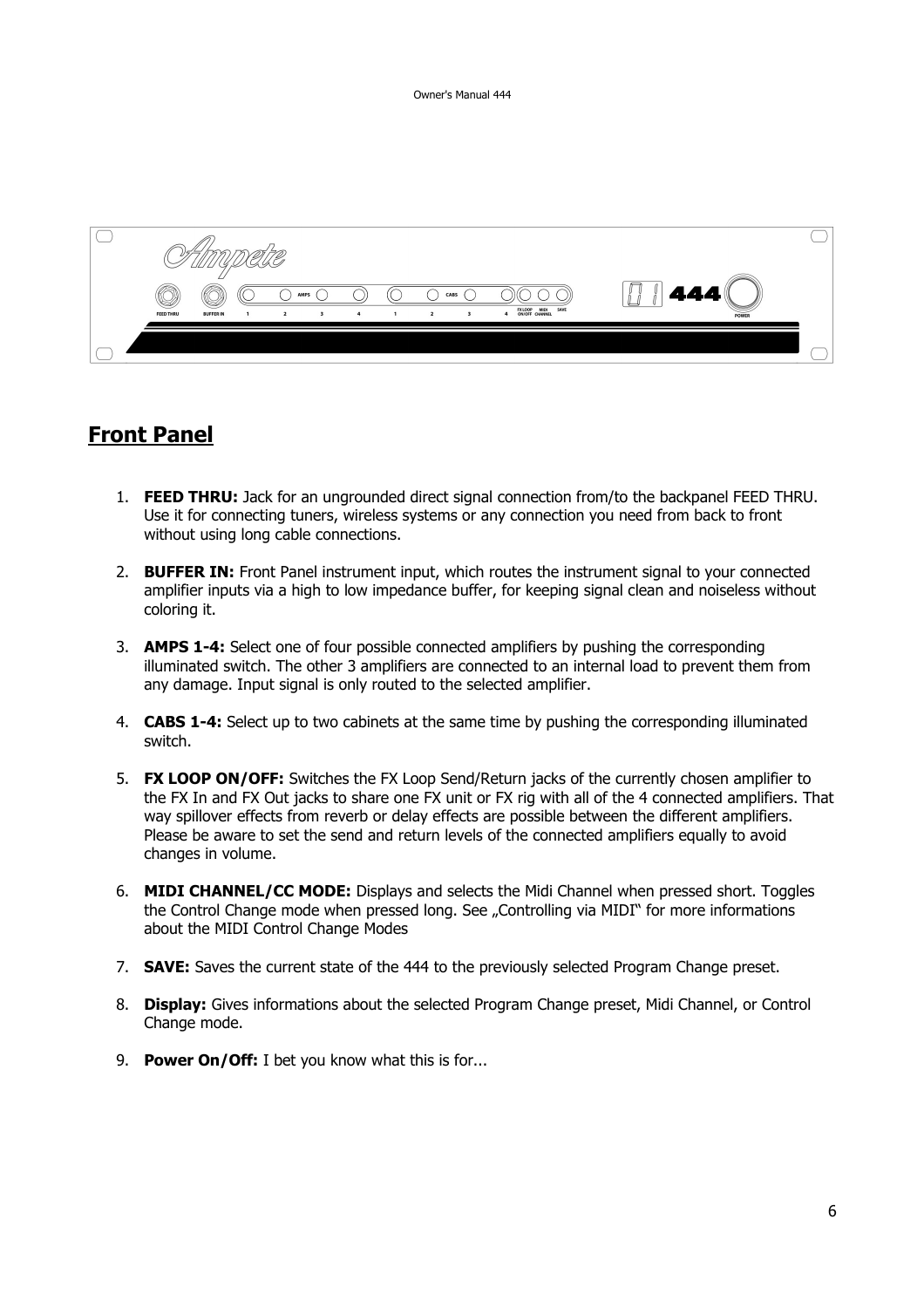## Front Panel

1. **FEED THRU:** Jack for an ungrounded direct signal connection from/to the backpanel FEED THRU. Use it for connecting tuners, wireless systems or any connection you need from back to front without using long cable connections.

2. **BUFFER IN:** Front Panel instrument input, which routes the instrument signal to your connected amplifier inputs via a high to low impedance buffer, for keeping signal clean and noiseless without coloring it.

3. **AMPS 1-4:** Select one of four possible connected amplifiers by pushing the corresponding illuminated switch. The other 3 amplifiers are connected to an internal load to prevent them from any damage. Input signal is only routed to the selected amplifier.

4. **CABS 1-4:** Select up to two cabinets at the same time by pushing the corresponding illuminated switch.

5. **FX LOOP ON/OFF:** Switches the FX Loop Send/Return jacks of the currently chosen amplifier to the FX In and FX Out jacks to share one FX unit or FX rig with all of the 4 connected amplifiers. That way spillover effects from reverb or delay effects are possible between the different amplifiers. Please be aware to set the send and return levels of the connected amplifiers equally to avoid changes in volume.

6. **MIDI CHANNEL/CC MODE:** Displays and selects the Midi Channel when pressed short. Toggles the Control Change mode when pressed long. See „Controlling via MIDI" for more informations about the MIDI Control Change Modes

7. **SAVE:** Saves the current state of the 444 to the previously selected Program Change preset.

8. **Display:** Gives informations about the selected Program Change preset, Midi Channel, or Control Change mode.

9. **Power On/Off:** I bet you know what this is for...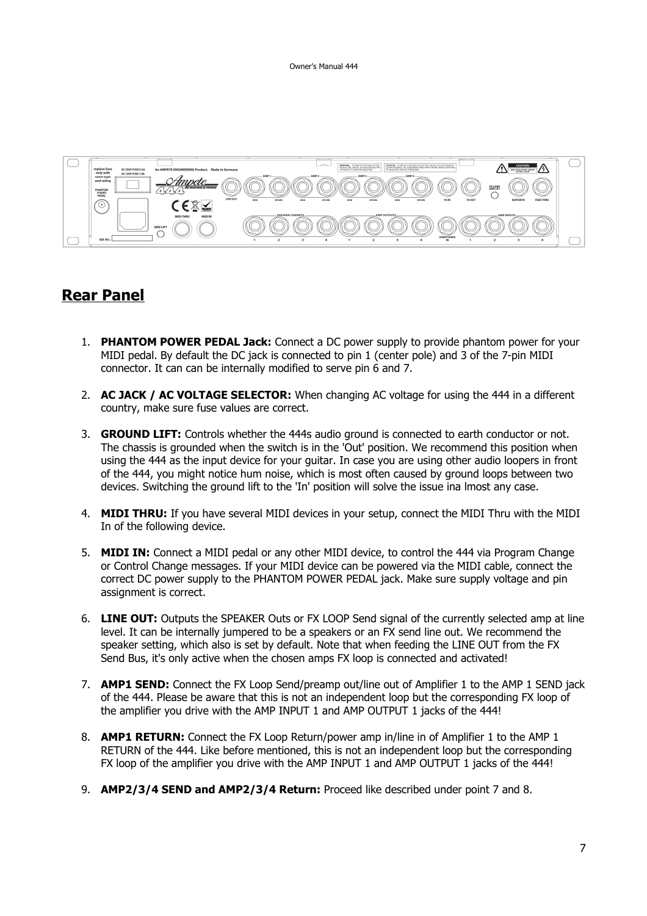## Rear Panel

1. **PHANTOM POWER PEDAL Jack:** Connect a DC power supply to provide phantom power for your MIDI pedal. By default the DC jack is connected to pin 1 (center pole) and 3 of the 7-pin MIDI connector. It can can be internally modified to serve pin 6 and 7.

2. **AC JACK / AC VOLTAGE SELECTOR:** When changing AC voltage for using the 444 in a different country, make sure fuse values are correct.

3. **GROUND LIFT:** Controls whether the 444s audio ground is connected to earth conductor or not. The chassis is grounded when the switch is in the 'Out' position. We recommend this position when using the 444 as the input device for your guitar. In case you are using other audio loopers in front of the 444, you might notice hum noise, which is most often caused by ground loops between two devices. Switching the ground lift to the 'In' position will solve the issue ina lmost any case.

4. **MIDI THRU:** If you have several MIDI devices in your setup, connect the MIDI Thru with the MIDI In of the following device.

5. **MIDI IN:** Connect a MIDI pedal or any other MIDI device, to control the 444 via Program Change or Control Change messages. If your MIDI device can be powered via the MIDI cable, connect the correct DC power supply to the PHANTOM POWER PEDAL jack. Make sure supply voltage and pin assignment is correct.

6. **LINE OUT:** Outputs the SPEAKER Outs or FX LOOP Send signal of the currently selected amp at line level. It can be internally jumpered to be a speakers or an FX send line out. We recommend the speaker setting, which also is set by default. Note that when feeding the LINE OUT from the FX Send Bus, it's only active when the chosen amps FX loop is connected and activated!

7. **AMP1 SEND:** Connect the FX Loop Send/preamp out/line out of Amplifier 1 to the AMP 1 SEND jack of the 444. Please be aware that this is not an independent loop but the corresponding FX loop of the amplifier you drive with the AMP INPUT 1 and AMP OUTPUT 1 jacks of the 444!

8. **AMP1 RETURN:** Connect the FX Loop Return/power amp in/line in of Amplifier 1 to the AMP 1 RETURN of the 444. Like before mentioned, this is not an independent loop but the corresponding FX loop of the amplifier you drive with the AMP INPUT 1 and AMP OUTPUT 1 jacks of the 444!

9. **AMP2/3/4 SEND and AMP2/3/4 Return:** Proceed like described under point 7 and 8.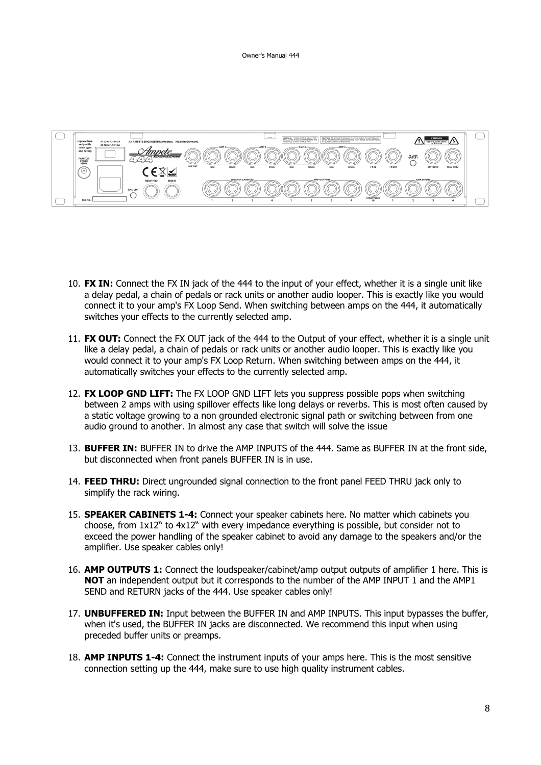10. **FX IN:** Connect the FX IN jack of the 444 to the input of your effect, whether it is a single unit like a delay pedal, a chain of pedals or rack units or another audio looper. This is exactly like you would connect it to your amp's FX Loop Send. When switching between amps on the 444, it automatically switches your effects to the currently selected amp.

11. **FX OUT:** Connect the FX OUT jack of the 444 to the Output of your effect, whether it is a single unit like a delay pedal, a chain of pedals or rack units or another audio looper. This is exactly like you would connect it to your amp's FX Loop Return. When switching between amps on the 444, it automatically switches your effects to the currently selected amp.

12. **FX LOOP GND LIFT:** The FX LOOP GND LIFT lets you suppress possible pops when switching between 2 amps with using spillover effects like long delays or reverbs. This is most often caused by a static voltage growing to a non grounded electronic signal path or switching between from one audio ground to another. In almost any case that switch will solve the issue

13. **BUFFER IN:** BUFFER IN to drive the AMP INPUTS of the 444. Same as BUFFER IN at the front side, but disconnected when front panels BUFFER IN is in use.

14. **FEED THRU:** Direct ungrounded signal connection to the front panel FEED THRU jack only to simplify the rack wiring.

15. **SPEAKER CABINETS 1-4:** Connect your speaker cabinets here. No matter which cabinets you choose, from 1x12" to 4x12" with every impedance everything is possible, but consider not to exceed the power handling of the speaker cabinet to avoid any damage to the speakers and/or the amplifier. Use speaker cables only!

16. **AMP OUTPUTS 1:** Connect the loudspeaker/cabinet/amp output outputs of amplifier 1 here. This is **NOT** an independent output but it corresponds to the number of the AMP INPUT 1 and the AMP1 SEND and RETURN jacks of the 444. Use speaker cables only!

17. **UNBUFFERED IN:** Input between the BUFFER IN and AMP INPUTS. This input bypasses the buffer, when it's used, the BUFFER IN jacks are disconnected. We recommend this input when using preceded buffer units or preamps.

18. **AMP INPUTS 1-4:** Connect the instrument inputs of your amps here. This is the most sensitive connection setting up the 444, make sure to use high quality instrument cables.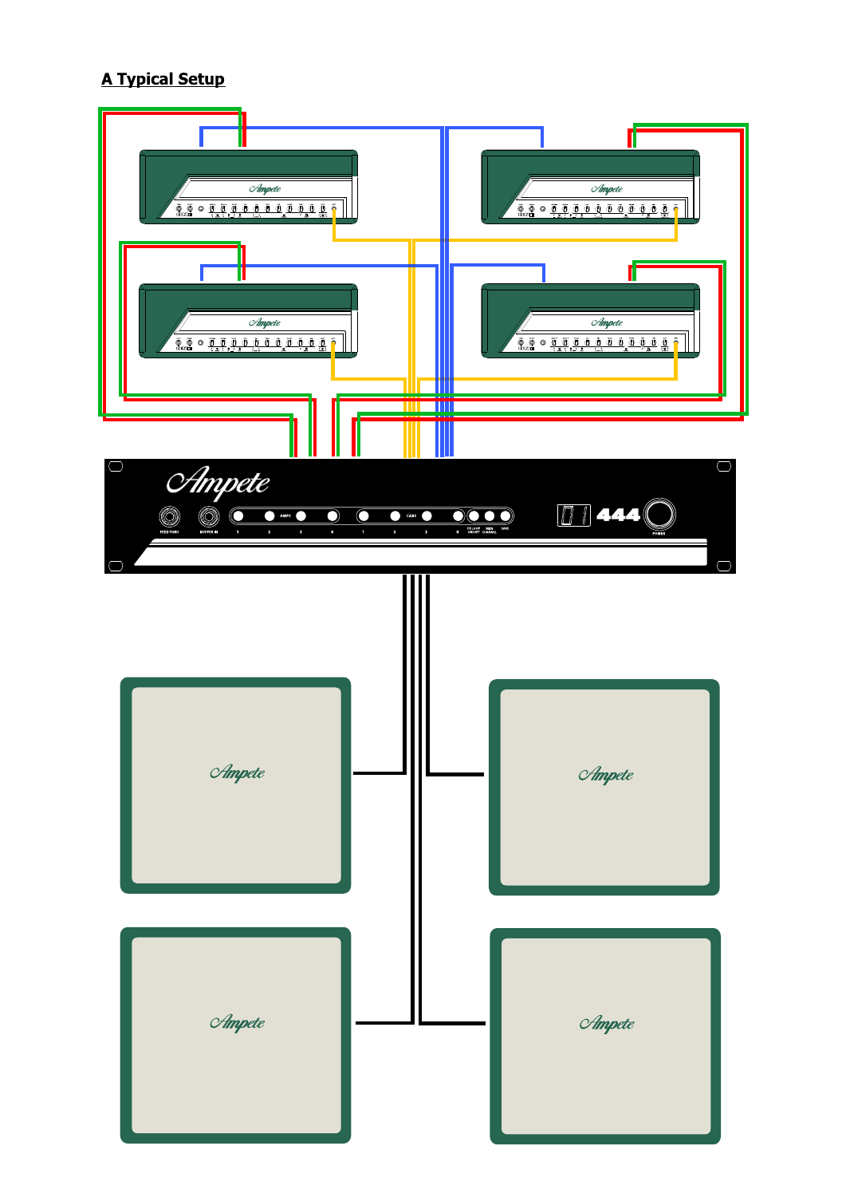## A Typical Setup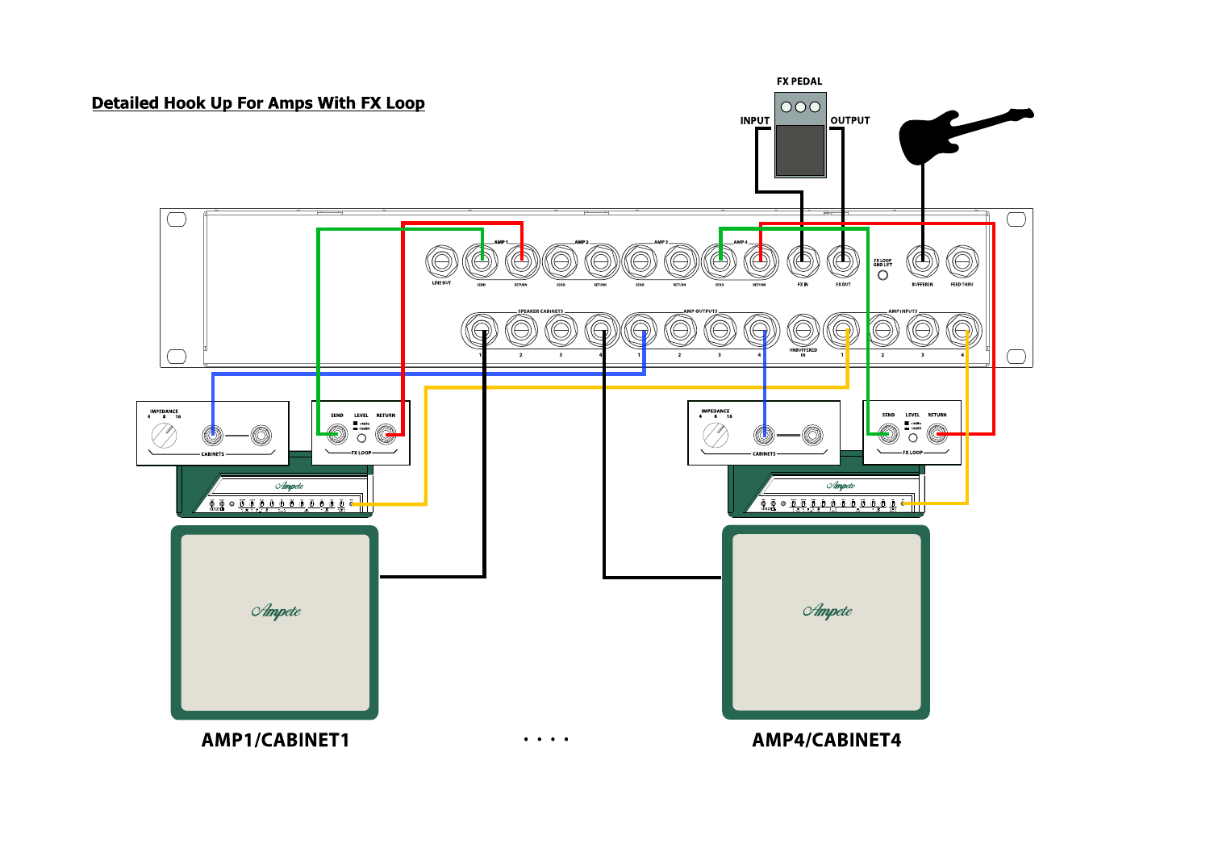## Detailed Hook Up For Amps With FX Loop

FX PEDAL

INPUT

OUTPUT

AMP1/CABINET1

. . . .

AMP4/CABINET4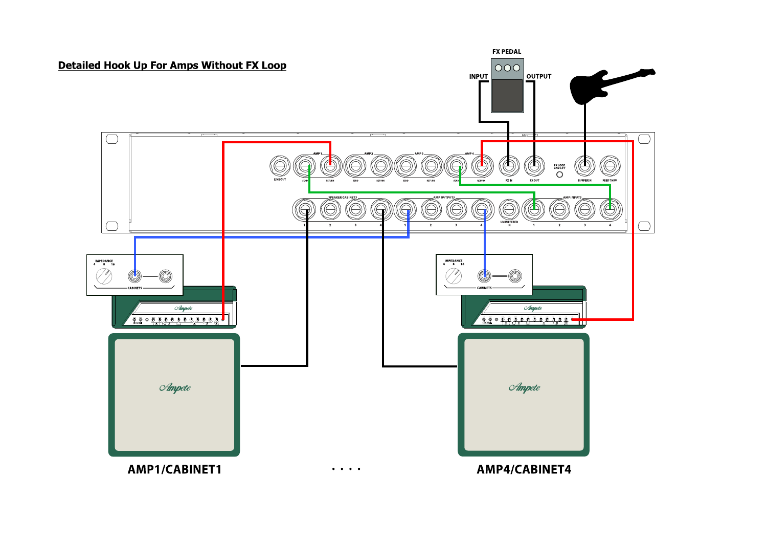## Detailed Hook Up For Amps Without FX Loop

FX PEDAL

INPUT

OUTPUT

AMP1/CABINET1

. . . .

AMP4/CABINET4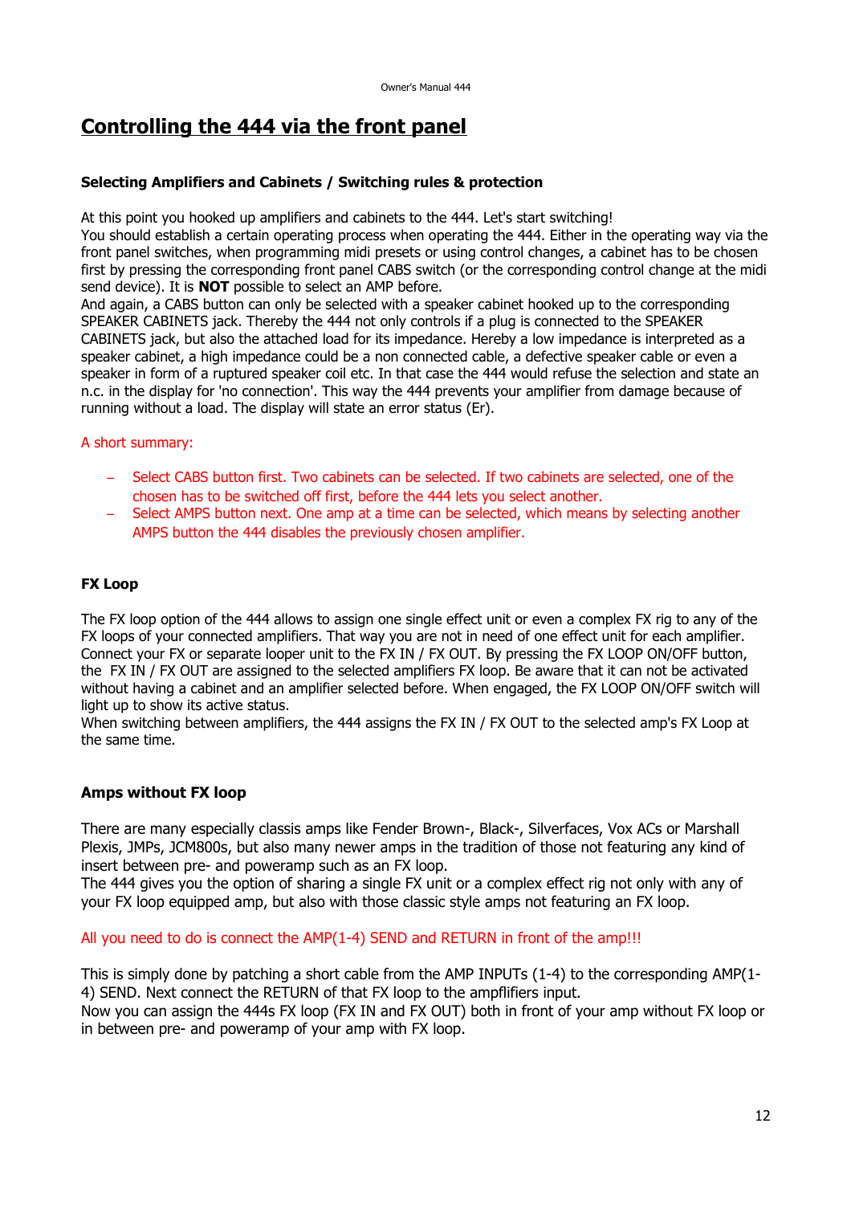# Controlling the 444 via the front panel

### Selecting Amplifiers and Cabinets / Switching rules & protection

At this point you hooked up amplifiers and cabinets to the 444. Let's start switching!
You should establish a certain operating process when operating the 444. Either in the operating way via the front panel switches, when programming midi presets or using control changes, a cabinet has to be chosen first by pressing the corresponding front panel CABS switch (or the corresponding control change at the midi send device). It is **NOT** possible to select an AMP before.
And again, a CABS button can only be selected with a speaker cabinet hooked up to the corresponding SPEAKER CABINETS jack. Thereby the 444 not only controls if a plug is connected to the SPEAKER CABINETS jack, but also the attached load for its impedance. Hereby a low impedance is interpreted as a speaker cabinet, a high impedance could be a non connected cable, a defective speaker cable or even a speaker in form of a ruptured speaker coil etc. In that case the 444 would refuse the selection and state an n.c. in the display for 'no connection'. This way the 444 prevents your amplifier from damage because of running without a load. The display will state an error status (Er).

A short summary:

- Select CABS button first. Two cabinets can be selected. If two cabinets are selected, one of the chosen has to be switched off first, before the 444 lets you select another.
- Select AMPS button next. One amp at a time can be selected, which means by selecting another AMPS button the 444 disables the previously chosen amplifier.

### FX Loop

The FX loop option of the 444 allows to assign one single effect unit or even a complex FX rig to any of the FX loops of your connected amplifiers. That way you are not in need of one effect unit for each amplifier. Connect your FX or separate looper unit to the FX IN / FX OUT. By pressing the FX LOOP ON/OFF button, the FX IN / FX OUT are assigned to the selected amplifiers FX loop. Be aware that it can not be activated without having a cabinet and an amplifier selected before. When engaged, the FX LOOP ON/OFF switch will light up to show its active status.
When switching between amplifiers, the 444 assigns the FX IN / FX OUT to the selected amp's FX Loop at the same time.

### Amps without FX loop

There are many especially classis amps like Fender Brown-, Black-, Silverfaces, Vox ACs or Marshall Plexis, JMPs, JCM800s, but also many newer amps in the tradition of those not featuring any kind of insert between pre- and poweramp such as an FX loop.
The 444 gives you the option of sharing a single FX unit or a complex effect rig not only with any of your FX loop equipped amp, but also with those classic style amps not featuring an FX loop.

All you need to do is connect the AMP(1-4) SEND and RETURN in front of the amp!!!

This is simply done by patching a short cable from the AMP INPUTs (1-4) to the corresponding AMP(1-4) SEND. Next connect the RETURN of that FX loop to the ampflifiers input.
Now you can assign the 444s FX loop (FX IN and FX OUT) both in front of your amp without FX loop or in between pre- and poweramp of your amp with FX loop.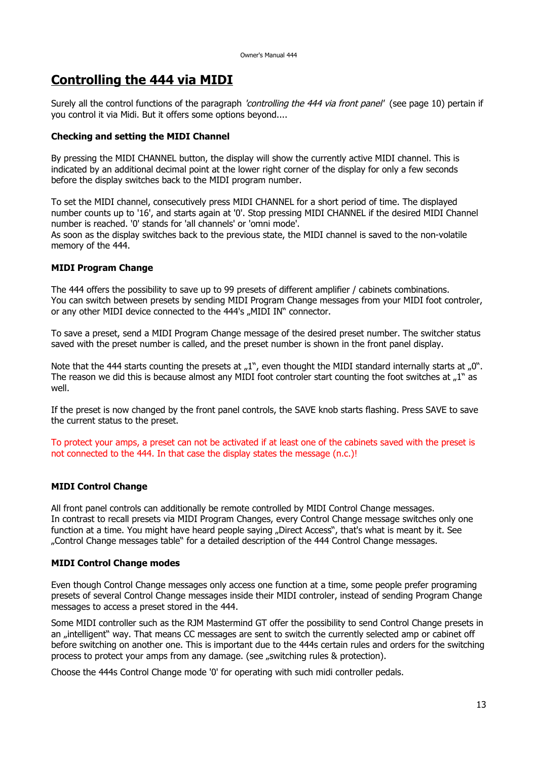# Controlling the 444 via MIDI

Surely all the control functions of the paragraph *'controlling the 444 via front panel'* (see page 10) pertain if you control it via Midi. But it offers some options beyond....

### Checking and setting the MIDI Channel

By pressing the MIDI CHANNEL button, the display will show the currently active MIDI channel. This is indicated by an additional decimal point at the lower right corner of the display for only a few seconds before the display switches back to the MIDI program number.

To set the MIDI channel, consecutively press MIDI CHANNEL for a short period of time. The displayed number counts up to '16', and starts again at '0'. Stop pressing MIDI CHANNEL if the desired MIDI Channel number is reached. '0' stands for 'all channels' or 'omni mode'.
As soon as the display switches back to the previous state, the MIDI channel is saved to the non-volatile memory of the 444.

### MIDI Program Change

The 444 offers the possibility to save up to 99 presets of different amplifier / cabinets combinations.
You can switch between presets by sending MIDI Program Change messages from your MIDI foot controler, or any other MIDI device connected to the 444's „MIDI IN" connector.

To save a preset, send a MIDI Program Change message of the desired preset number. The switcher status saved with the preset number is called, and the preset number is shown in the front panel display.

Note that the 444 starts counting the presets at „1", even thought the MIDI standard internally starts at „0". The reason we did this is because almost any MIDI foot controler start counting the foot switches at „1" as well.

If the preset is now changed by the front panel controls, the SAVE knob starts flashing. Press SAVE to save the current status to the preset.

To protect your amps, a preset can not be activated if at least one of the cabinets saved with the preset is not connected to the 444. In that case the display states the message (n.c.)!

### MIDI Control Change

All front panel controls can additionally be remote controlled by MIDI Control Change messages.
In contrast to recall presets via MIDI Program Changes, every Control Change message switches only one function at a time. You might have heard people saying „Direct Access", that's what is meant by it. See „Control Change messages table" for a detailed description of the 444 Control Change messages.

### MIDI Control Change modes

Even though Control Change messages only access one function at a time, some people prefer programing presets of several Control Change messages inside their MIDI controler, instead of sending Program Change messages to access a preset stored in the 444.

Some MIDI controller such as the RJM Mastermind GT offer the possibility to send Control Change presets in an „intelligent" way. That means CC messages are sent to switch the currently selected amp or cabinet off before switching on another one. This is important due to the 444s certain rules and orders for the switching process to protect your amps from any damage. (see „switching rules & protection).

Choose the 444s Control Change mode '0' for operating with such midi controller pedals.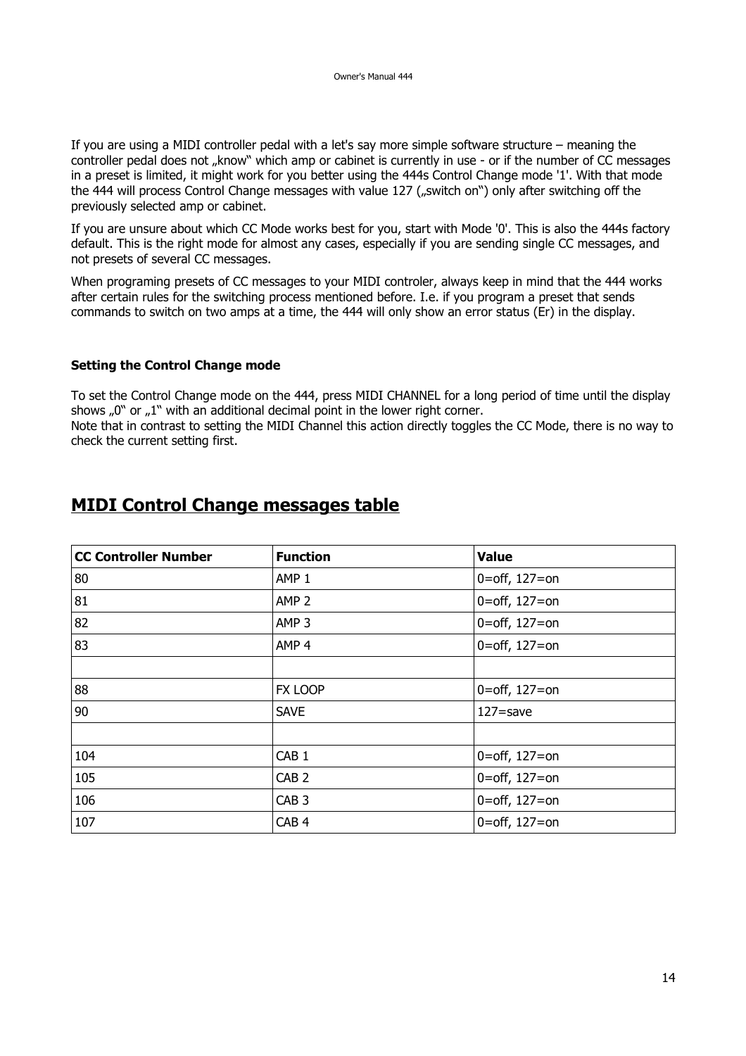If you are using a MIDI controller pedal with a let's say more simple software structure – meaning the controller pedal does not „know" which amp or cabinet is currently in use - or if the number of CC messages in a preset is limited, it might work for you better using the 444s Control Change mode '1'. With that mode the 444 will process Control Change messages with value 127 („switch on") only after switching off the previously selected amp or cabinet.

If you are unsure about which CC Mode works best for you, start with Mode '0'. This is also the 444s factory default. This is the right mode for almost any cases, especially if you are sending single CC messages, and not presets of several CC messages.

When programing presets of CC messages to your MIDI controler, always keep in mind that the 444 works after certain rules for the switching process mentioned before. I.e. if you program a preset that sends commands to switch on two amps at a time, the 444 will only show an error status (Er) in the display.

### Setting the Control Change mode

To set the Control Change mode on the 444, press MIDI CHANNEL for a long period of time until the display shows „0" or „1" with an additional decimal point in the lower right corner.
Note that in contrast to setting the MIDI Channel this action directly toggles the CC Mode, there is no way to check the current setting first.

## MIDI Control Change messages table

| CC Controller Number | Function | Value |
|---|---|---|
| 80 | AMP 1 | 0=off, 127=on |
| 81 | AMP 2 | 0=off, 127=on |
| 82 | AMP 3 | 0=off, 127=on |
| 83 | AMP 4 | 0=off, 127=on |
| | | |
| 88 | FX LOOP | 0=off, 127=on |
| 90 | SAVE | 127=save |
| | | |
| 104 | CAB 1 | 0=off, 127=on |
| 105 | CAB 2 | 0=off, 127=on |
| 106 | CAB 3 | 0=off, 127=on |
| 107 | CAB 4 | 0=off, 127=on |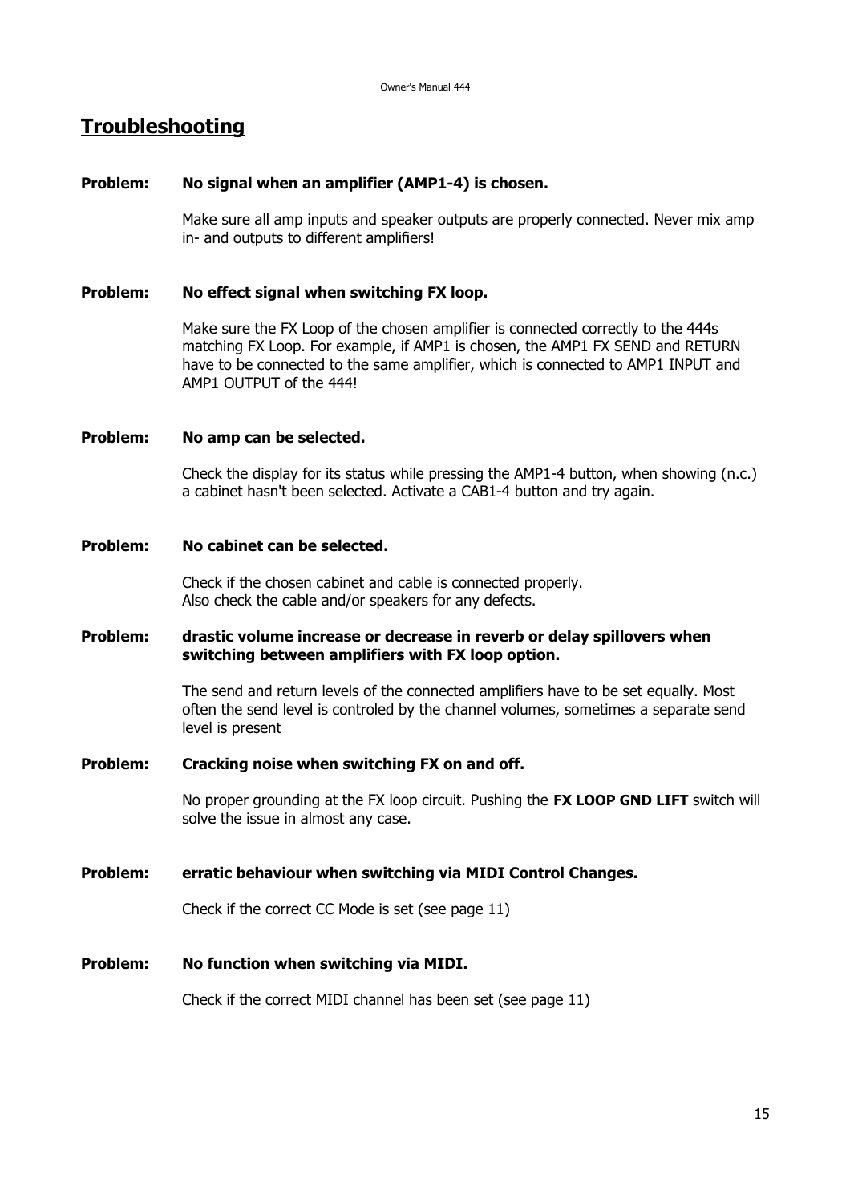## Troubleshooting

**Problem: No signal when an amplifier (AMP1-4) is chosen.**

Make sure all amp inputs and speaker outputs are properly connected. Never mix amp in- and outputs to different amplifiers!

**Problem: No effect signal when switching FX loop.**

Make sure the FX Loop of the chosen amplifier is connected correctly to the 444s matching FX Loop. For example, if AMP1 is chosen, the AMP1 FX SEND and RETURN have to be connected to the same amplifier, which is connected to AMP1 INPUT and AMP1 OUTPUT of the 444!

**Problem: No amp can be selected.**

Check the display for its status while pressing the AMP1-4 button, when showing (n.c.) a cabinet hasn't been selected. Activate a CAB1-4 button and try again.

**Problem: No cabinet can be selected.**

Check if the chosen cabinet and cable is connected properly.
Also check the cable and/or speakers for any defects.

**Problem: drastic volume increase or decrease in reverb or delay spillovers when switching between amplifiers with FX loop option.**

The send and return levels of the connected amplifiers have to be set equally. Most often the send level is controled by the channel volumes, sometimes a separate send level is present

**Problem: Cracking noise when switching FX on and off.**

No proper grounding at the FX loop circuit. Pushing the **FX LOOP GND LIFT** switch will solve the issue in almost any case.

**Problem: erratic behaviour when switching via MIDI Control Changes.**

Check if the correct CC Mode is set (see page 11)

**Problem: No function when switching via MIDI.**

Check if the correct MIDI channel has been set (see page 11)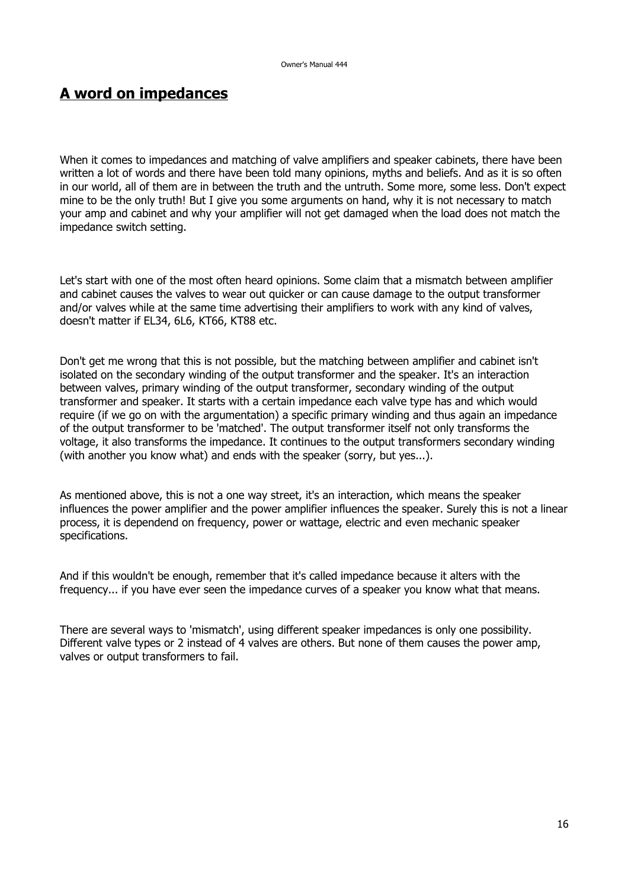## A word on impedances

When it comes to impedances and matching of valve amplifiers and speaker cabinets, there have been written a lot of words and there have been told many opinions, myths and beliefs. And as it is so often in our world, all of them are in between the truth and the untruth. Some more, some less. Don't expect mine to be the only truth! But I give you some arguments on hand, why it is not necessary to match your amp and cabinet and why your amplifier will not get damaged when the load does not match the impedance switch setting.

Let's start with one of the most often heard opinions. Some claim that a mismatch between amplifier and cabinet causes the valves to wear out quicker or can cause damage to the output transformer and/or valves while at the same time advertising their amplifiers to work with any kind of valves, doesn't matter if EL34, 6L6, KT66, KT88 etc.

Don't get me wrong that this is not possible, but the matching between amplifier and cabinet isn't isolated on the secondary winding of the output transformer and the speaker. It's an interaction between valves, primary winding of the output transformer, secondary winding of the output transformer and speaker. It starts with a certain impedance each valve type has and which would require (if we go on with the argumentation) a specific primary winding and thus again an impedance of the output transformer to be 'matched'. The output transformer itself not only transforms the voltage, it also transforms the impedance. It continues to the output transformers secondary winding (with another you know what) and ends with the speaker (sorry, but yes...).

As mentioned above, this is not a one way street, it's an interaction, which means the speaker influences the power amplifier and the power amplifier influences the speaker. Surely this is not a linear process, it is dependend on frequency, power or wattage, electric and even mechanic speaker specifications.

And if this wouldn't be enough, remember that it's called impedance because it alters with the frequency... if you have ever seen the impedance curves of a speaker you know what that means.

There are several ways to 'mismatch', using different speaker impedances is only one possibility. Different valve types or 2 instead of 4 valves are others. But none of them causes the power amp, valves or output transformers to fail.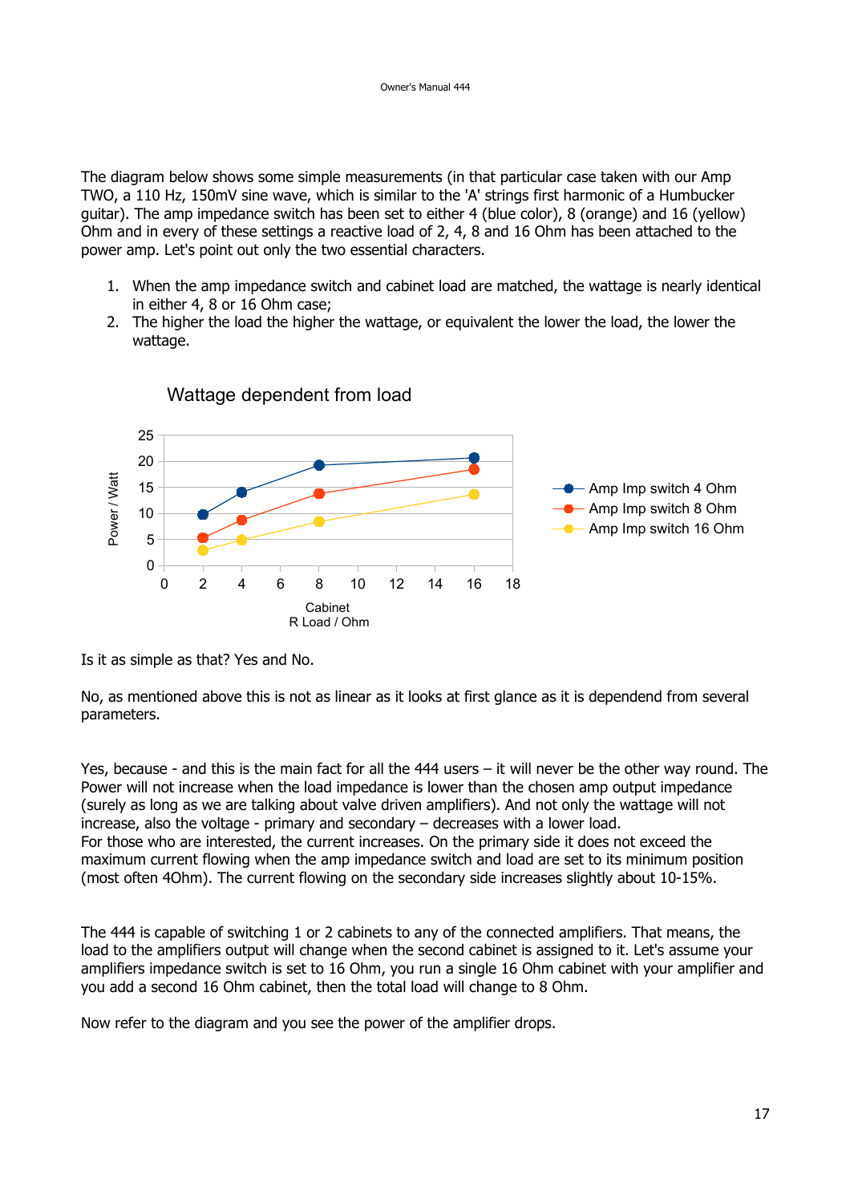The diagram below shows some simple measurements (in that particular case taken with our Amp TWO, a 110 Hz, 150mV sine wave, which is similar to the 'A' strings first harmonic of a Humbucker guitar). The amp impedance switch has been set to either 4 (blue color), 8 (orange) and 16 (yellow) Ohm and in every of these settings a reactive load of 2, 4, 8 and 16 Ohm has been attached to the power amp. Let's point out only the two essential characters.

1. When the amp impedance switch and cabinet load are matched, the wattage is nearly identical in either 4, 8 or 16 Ohm case;
2. The higher the load the higher the wattage, or equivalent the lower the load, the lower the wattage.

Wattage dependent from load

Is it as simple as that? Yes and No.

No, as mentioned above this is not as linear as it looks at first glance as it is dependend from several parameters.

Yes, because - and this is the main fact for all the 444 users – it will never be the other way round. The Power will not increase when the load impedance is lower than the chosen amp output impedance (surely as long as we are talking about valve driven amplifiers). And not only the wattage will not increase, also the voltage - primary and secondary – decreases with a lower load.
For those who are interested, the current increases. On the primary side it does not exceed the maximum current flowing when the amp impedance switch and load are set to its minimum position (most often 4Ohm). The current flowing on the secondary side increases slightly about 10-15%.

The 444 is capable of switching 1 or 2 cabinets to any of the connected amplifiers. That means, the load to the amplifiers output will change when the second cabinet is assigned to it. Let's assume your amplifiers impedance switch is set to 16 Ohm, you run a single 16 Ohm cabinet with your amplifier and you add a second 16 Ohm cabinet, then the total load will change to 8 Ohm.

Now refer to the diagram and you see the power of the amplifier drops.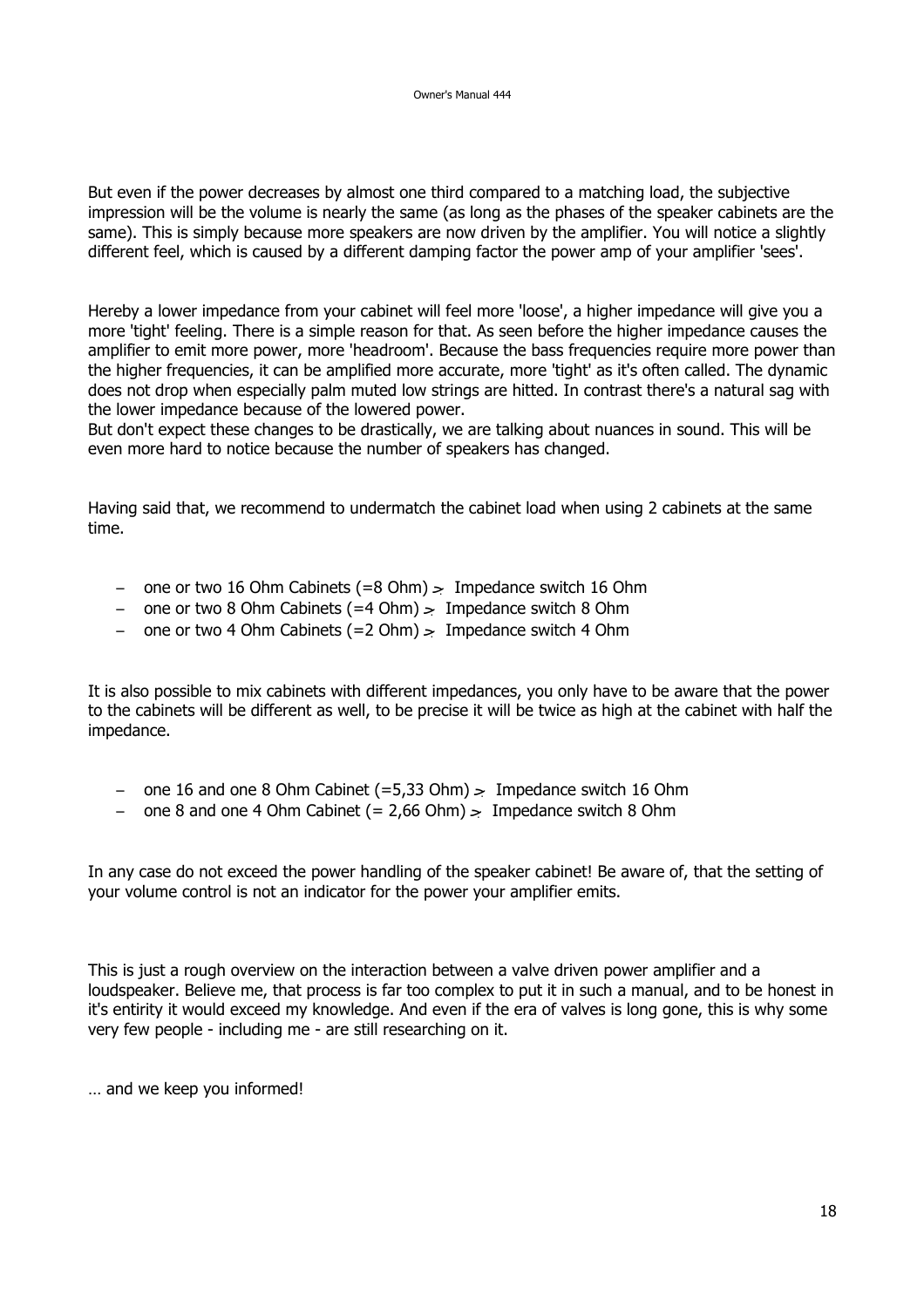But even if the power decreases by almost one third compared to a matching load, the subjective impression will be the volume is nearly the same (as long as the phases of the speaker cabinets are the same). This is simply because more speakers are now driven by the amplifier. You will notice a slightly different feel, which is caused by a different damping factor the power amp of your amplifier 'sees'.

Hereby a lower impedance from your cabinet will feel more 'loose', a higher impedance will give you a more 'tight' feeling. There is a simple reason for that. As seen before the higher impedance causes the amplifier to emit more power, more 'headroom'. Because the bass frequencies require more power than the higher frequencies, it can be amplified more accurate, more 'tight' as it's often called. The dynamic does not drop when especially palm muted low strings are hitted. In contrast there's a natural sag with the lower impedance because of the lowered power.
But don't expect these changes to be drastically, we are talking about nuances in sound. This will be even more hard to notice because the number of speakers has changed.

Having said that, we recommend to undermatch the cabinet load when using 2 cabinets at the same time.

- one or two 16 Ohm Cabinets (=8 Ohm) → Impedance switch 16 Ohm
- one or two 8 Ohm Cabinets (=4 Ohm) → Impedance switch 8 Ohm
- one or two 4 Ohm Cabinets (=2 Ohm) → Impedance switch 4 Ohm

It is also possible to mix cabinets with different impedances, you only have to be aware that the power to the cabinets will be different as well, to be precise it will be twice as high at the cabinet with half the impedance.

- one 16 and one 8 Ohm Cabinet (=5,33 Ohm) → Impedance switch 16 Ohm
- one 8 and one 4 Ohm Cabinet (= 2,66 Ohm) → Impedance switch 8 Ohm

In any case do not exceed the power handling of the speaker cabinet! Be aware of, that the setting of your volume control is not an indicator for the power your amplifier emits.

This is just a rough overview on the interaction between a valve driven power amplifier and a loudspeaker. Believe me, that process is far too complex to put it in such a manual, and to be honest in it's entirity it would exceed my knowledge. And even if the era of valves is long gone, this is why some very few people - including me - are still researching on it.

… and we keep you informed!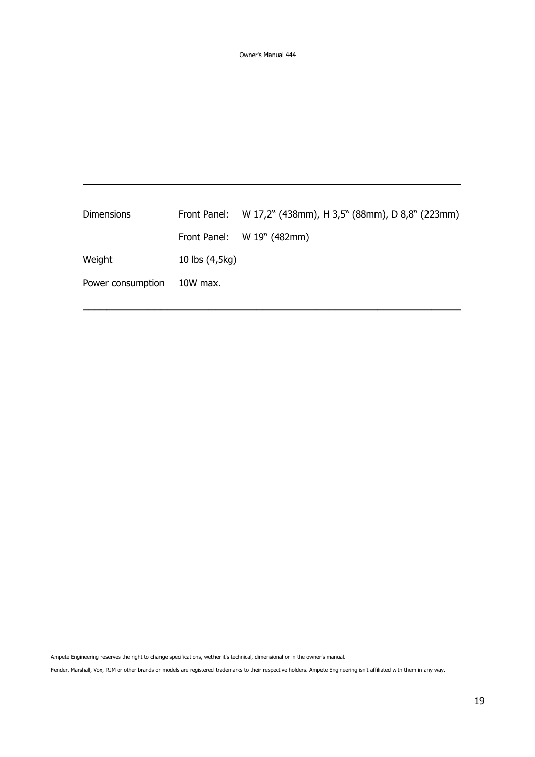---

| | | |
|---|---|---|
| Dimensions | Front Panel: | W 17,2" (438mm), H 3,5" (88mm), D 8,8" (223mm) |
| | Front Panel: | W 19" (482mm) |
| Weight | 10 lbs (4,5kg) | |
| Power consumption | 10W max. | |

---

Ampete Engineering reserves the right to change specifications, wether it's technical, dimensional or in the owner's manual.

Fender, Marshall, Vox, RJM or other brands or models are registered trademarks to their respective holders. Ampete Engineering isn't affiliated with them in any way.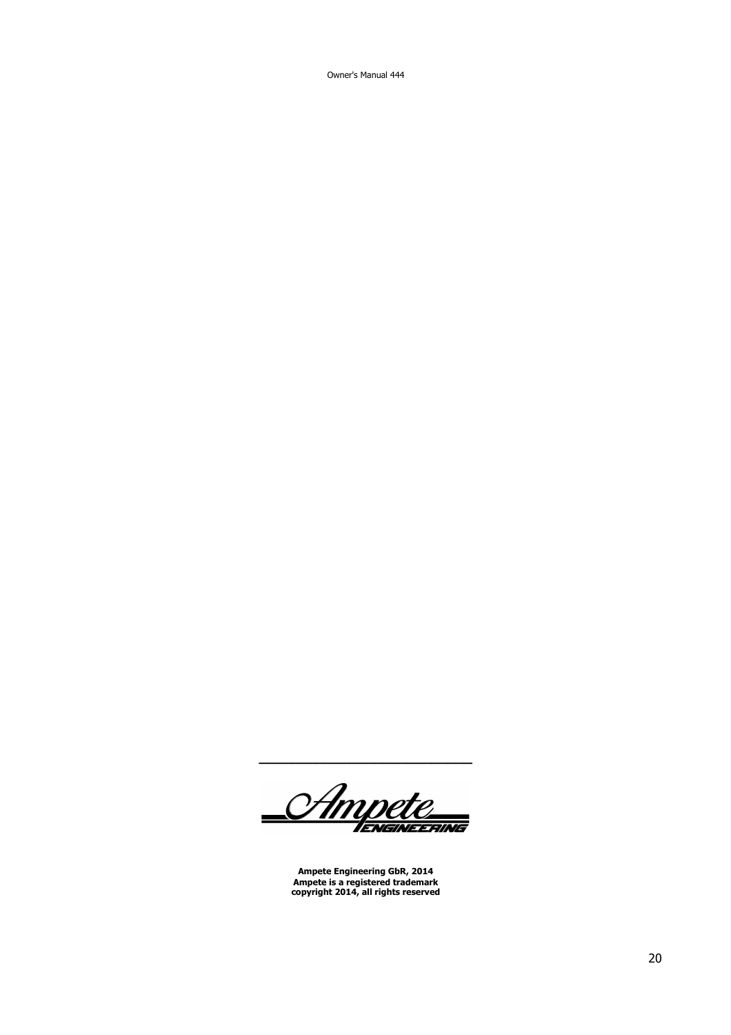**Ampete Engineering GbR, 2014**
**Ampete is a registered trademark**
**copyright 2014, all rights reserved**